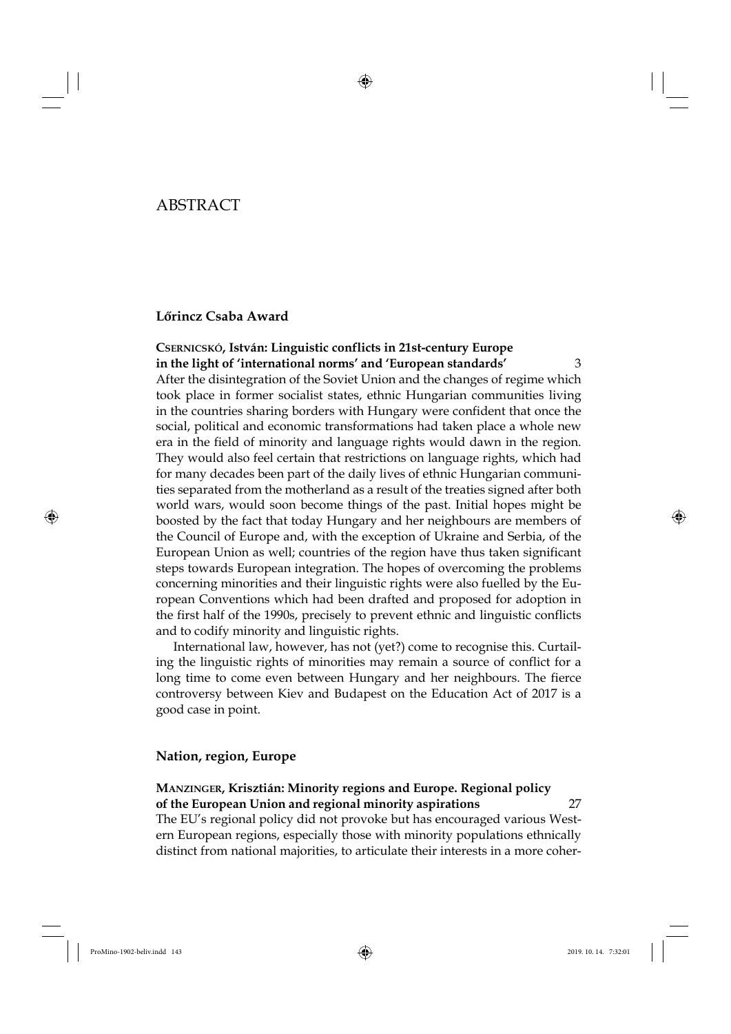# ABSTRACT

## Lőrincz Csaba Award

**CSERNICSKÓ, István: Linguistic conflicts in 21st-century Europe in the light of 'international norms' and 'European standards'** 3

After the disintegration of the Soviet Union and the changes of regime which took place in former socialist states, ethnic Hungarian communities living in the countries sharing borders with Hungary were confident that once the social, political and economic transformations had taken place a whole new era in the field of minority and language rights would dawn in the region. They would also feel certain that restrictions on language rights, which had for many decades been part of the daily lives of ethnic Hungarian communities separated from the motherland as a result of the treaties signed after both world wars, would soon become things of the past. Initial hopes might be boosted by the fact that today Hungary and her neighbours are members of the Council of Europe and, with the exception of Ukraine and Serbia, of the European Union as well; countries of the region have thus taken significant steps towards European integration. The hopes of overcoming the problems concerning minorities and their linguistic rights were also fuelled by the European Conventions which had been drafted and proposed for adoption in the first half of the 1990s, precisely to prevent ethnic and linguistic conflicts and to codify minority and linguistic rights.

International law, however, has not (yet?) come to recognise this. Curtailing the linguistic rights of minorities may remain a source of conflict for a long time to come even between Hungary and her neighbours. The fierce controversy between Kiev and Budapest on the Education Act of 2017 is a good case in point.

## Nation, region, Europe

**MANZINGER, Krisztián: Minority regions and Europe. Regional policy of the European Union and regional minority aspirations** 27

The EU's regional policy did not provoke but has encouraged various Western European regions, especially those with minority populations ethnically distinct from national majorities, to articulate their interests in a more coher-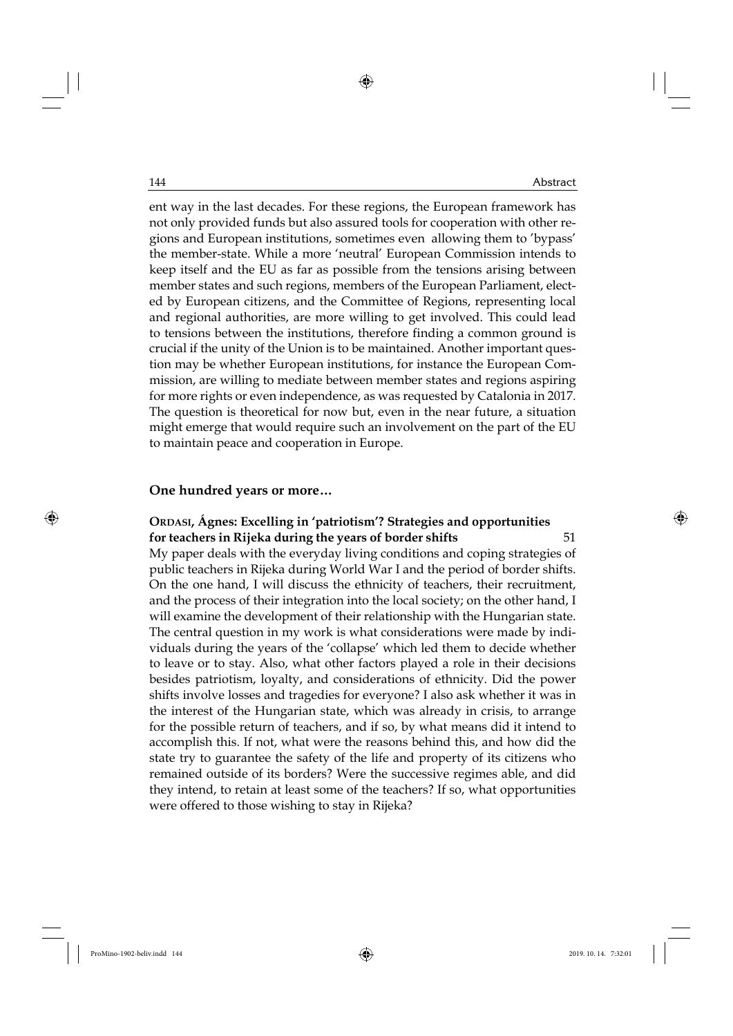ent way in the last decades. For these regions, the European framework has not only provided funds but also assured tools for cooperation with other regions and European institutions, sometimes even allowing them to 'bypass' the member-state. While a more 'neutral' European Commission intends to keep itself and the EU as far as possible from the tensions arising between member states and such regions, members of the European Parliament, elected by European citizens, and the Committee of Regions, representing local and regional authorities, are more willing to get involved. This could lead to tensions between the institutions, therefore finding a common ground is crucial if the unity of the Union is to be maintained. Another important question may be whether European institutions, for instance the European Commission, are willing to mediate between member states and regions aspiring for more rights or even independence, as was requested by Catalonia in 2017. The question is theoretical for now but, even in the near future, a situation might emerge that would require such an involvement on the part of the EU to maintain peace and cooperation in Europe.

## One hundred years or more…

**Ordasi, Ágnes: Excelling in 'patriotism'? Strategies and opportunities for teachers in Rijeka during the years of border shifts** 51

My paper deals with the everyday living conditions and coping strategies of public teachers in Rijeka during World War I and the period of border shifts. On the one hand, I will discuss the ethnicity of teachers, their recruitment, and the process of their integration into the local society; on the other hand, I will examine the development of their relationship with the Hungarian state. The central question in my work is what considerations were made by individuals during the years of the 'collapse' which led them to decide whether to leave or to stay. Also, what other factors played a role in their decisions besides patriotism, loyalty, and considerations of ethnicity. Did the power shifts involve losses and tragedies for everyone? I also ask whether it was in the interest of the Hungarian state, which was already in crisis, to arrange for the possible return of teachers, and if so, by what means did it intend to accomplish this. If not, what were the reasons behind this, and how did the state try to guarantee the safety of the life and property of its citizens who remained outside of its borders? Were the successive regimes able, and did they intend, to retain at least some of the teachers? If so, what opportunities were offered to those wishing to stay in Rijeka?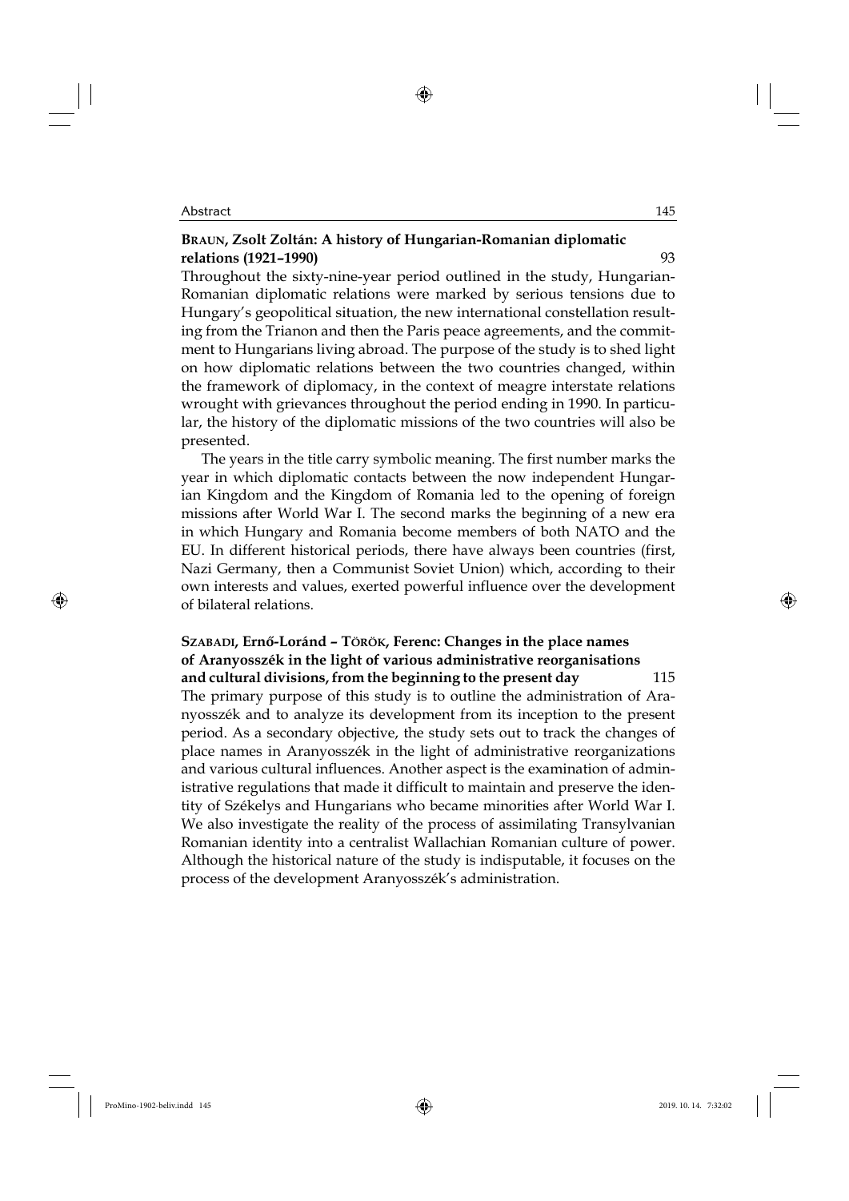**BRAUN, Zsolt Zoltán: A history of Hungarian-Romanian diplomatic relations (1921–1990)** 93

Throughout the sixty-nine-year period outlined in the study, Hungarian-Romanian diplomatic relations were marked by serious tensions due to Hungary's geopolitical situation, the new international constellation resulting from the Trianon and then the Paris peace agreements, and the commitment to Hungarians living abroad. The purpose of the study is to shed light on how diplomatic relations between the two countries changed, within the framework of diplomacy, in the context of meagre interstate relations wrought with grievances throughout the period ending in 1990. In particular, the history of the diplomatic missions of the two countries will also be presented.

The years in the title carry symbolic meaning. The first number marks the year in which diplomatic contacts between the now independent Hungarian Kingdom and the Kingdom of Romania led to the opening of foreign missions after World War I. The second marks the beginning of a new era in which Hungary and Romania become members of both NATO and the EU. In different historical periods, there have always been countries (first, Nazi Germany, then a Communist Soviet Union) which, according to their own interests and values, exerted powerful influence over the development of bilateral relations.

**SZABADI, Ernő-Loránd – TÖRÖK, Ferenc: Changes in the place names of Aranyosszék in the light of various administrative reorganisations and cultural divisions, from the beginning to the present day** 115

The primary purpose of this study is to outline the administration of Aranyosszék and to analyze its development from its inception to the present period. As a secondary objective, the study sets out to track the changes of place names in Aranyosszék in the light of administrative reorganizations and various cultural influences. Another aspect is the examination of administrative regulations that made it difficult to maintain and preserve the identity of Székelys and Hungarians who became minorities after World War I. We also investigate the reality of the process of assimilating Transylvanian Romanian identity into a centralist Wallachian Romanian culture of power. Although the historical nature of the study is indisputable, it focuses on the process of the development Aranyosszék's administration.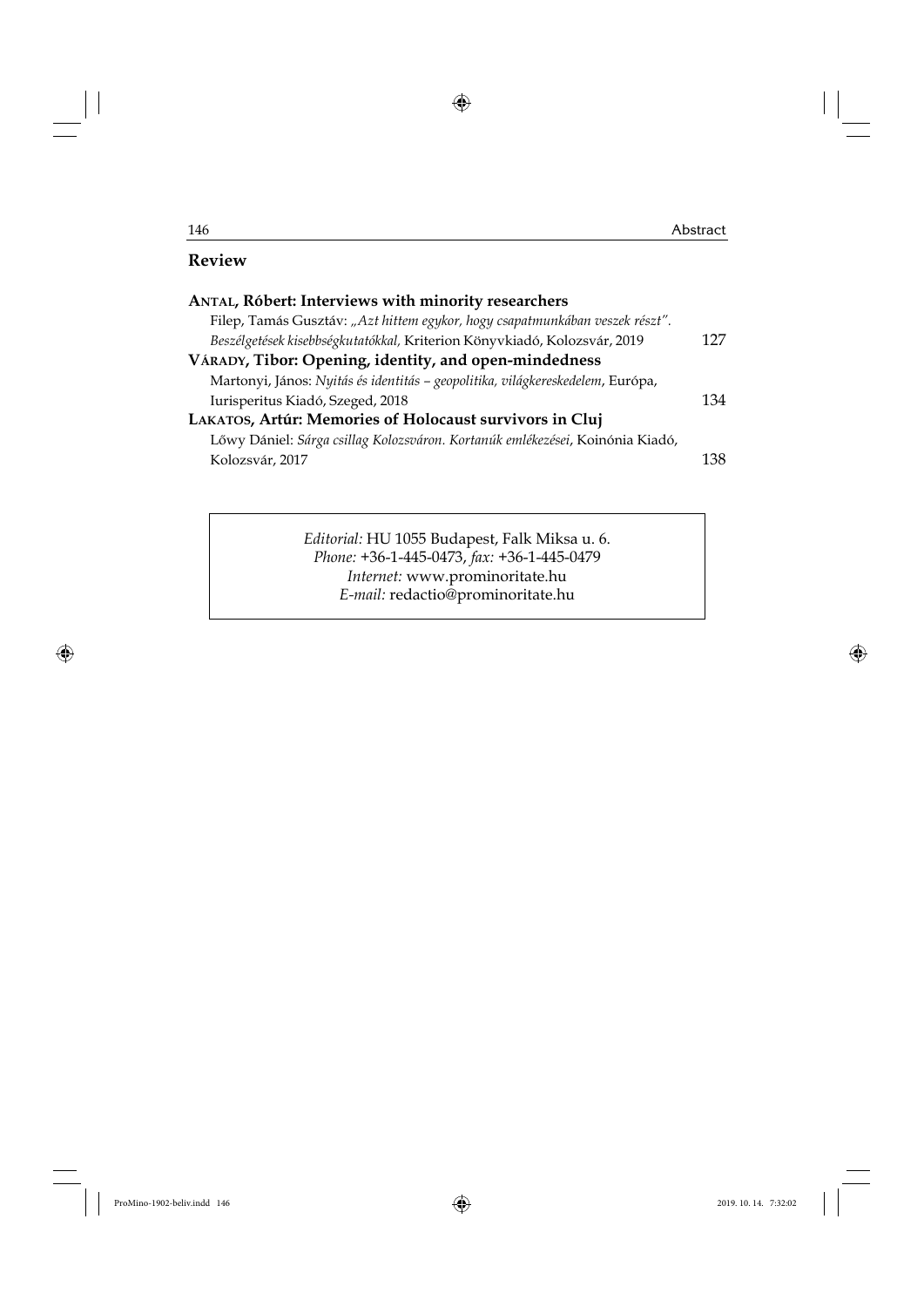## Review

**ANTAL, Róbert: Interviews with minority researchers**
Filep, Tamás Gusztáv: *„Azt hittem egykor, hogy csapatmunkában veszek részt". Beszélgetések kisebbségkutatókkal,* Kriterion Könyvkiadó, Kolozsvár, 2019 — 127

**VÁRADY, Tibor: Opening, identity, and open-mindedness**
Martonyi, János: *Nyitás és identitás – geopolitika, világkereskedelem*, Európa, Iurisperitus Kiadó, Szeged, 2018 — 134

**LAKATOS, Artúr: Memories of Holocaust survivors in Cluj**
Lőwy Dániel: *Sárga csillag Kolozsváron. Kortanúk emlékezései*, Koinónia Kiadó, Kolozsvár, 2017 — 138

*Editorial:* HU 1055 Budapest, Falk Miksa u. 6.
*Phone:* +36-1-445-0473, *fax:* +36-1-445-0479
*Internet:* www.prominoritate.hu
*E-mail:* redactio@prominoritate.hu